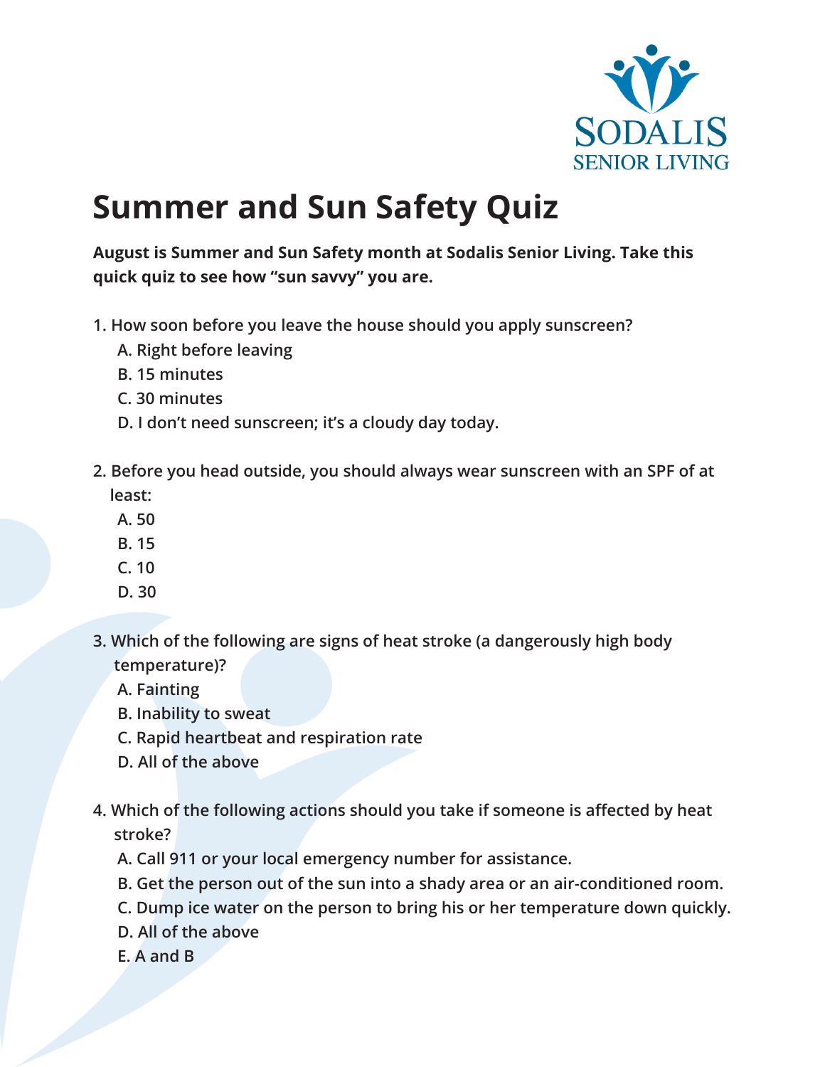SODALIS SENIOR LIVING

# Summer and Sun Safety Quiz

**August is Summer and Sun Safety month at Sodalis Senior Living. Take this quick quiz to see how "sun savvy" you are.**

1. How soon before you leave the house should you apply sunscreen?
   - A. Right before leaving
   - B. 15 minutes
   - C. 30 minutes
   - D. I don't need sunscreen; it's a cloudy day today.

2. Before you head outside, you should always wear sunscreen with an SPF of at least:
   - A. 50
   - B. 15
   - C. 10
   - D. 30

3. Which of the following are signs of heat stroke (a dangerously high body temperature)?
   - A. Fainting
   - B. Inability to sweat
   - C. Rapid heartbeat and respiration rate
   - D. All of the above

4. Which of the following actions should you take if someone is affected by heat stroke?
   - A. Call 911 or your local emergency number for assistance.
   - B. Get the person out of the sun into a shady area or an air-conditioned room.
   - C. Dump ice water on the person to bring his or her temperature down quickly.
   - D. All of the above
   - E. A and B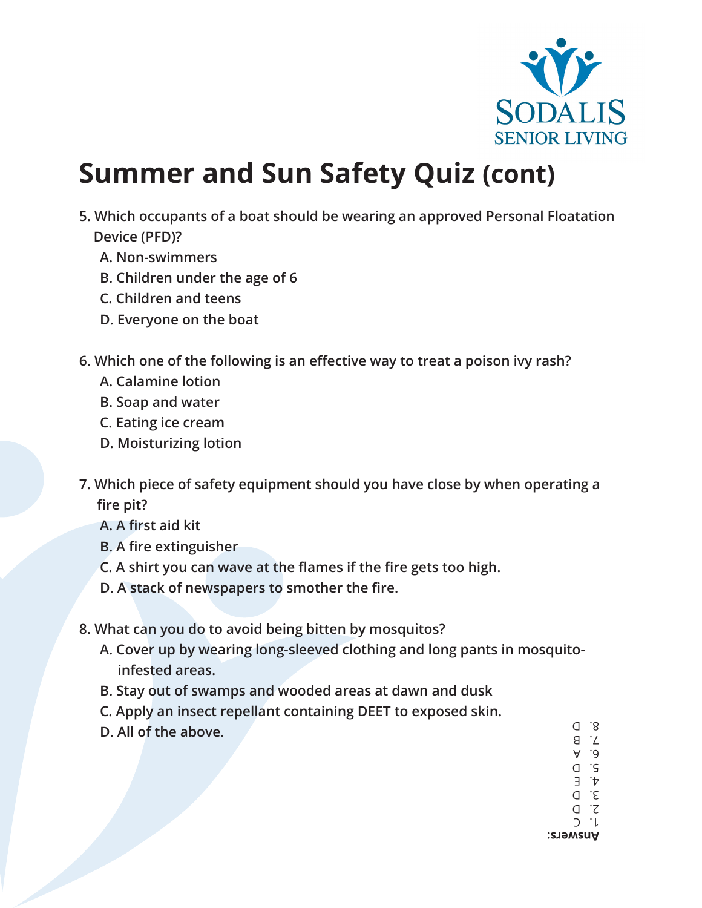# Summer and Sun Safety Quiz (cont)

5. Which occupants of a boat should be wearing an approved Personal Floatation Device (PFD)?
   A. Non-swimmers
   B. Children under the age of 6
   C. Children and teens
   D. Everyone on the boat

6. Which one of the following is an effective way to treat a poison ivy rash?
   A. Calamine lotion
   B. Soap and water
   C. Eating ice cream
   D. Moisturizing lotion

7. Which piece of safety equipment should you have close by when operating a fire pit?
   A. A first aid kit
   B. A fire extinguisher
   C. A shirt you can wave at the flames if the fire gets too high.
   D. A stack of newspapers to smother the fire.

8. What can you do to avoid being bitten by mosquitos?
   A. Cover up by wearing long-sleeved clothing and long pants in mosquito-infested areas.
   B. Stay out of swamps and wooded areas at dawn and dusk
   C. Apply an insect repellant containing DEET to exposed skin.
   D. All of the above.

**Answers:**
1. C
2. D
3. D
4. E
5. D
6. A
7. B
8. D